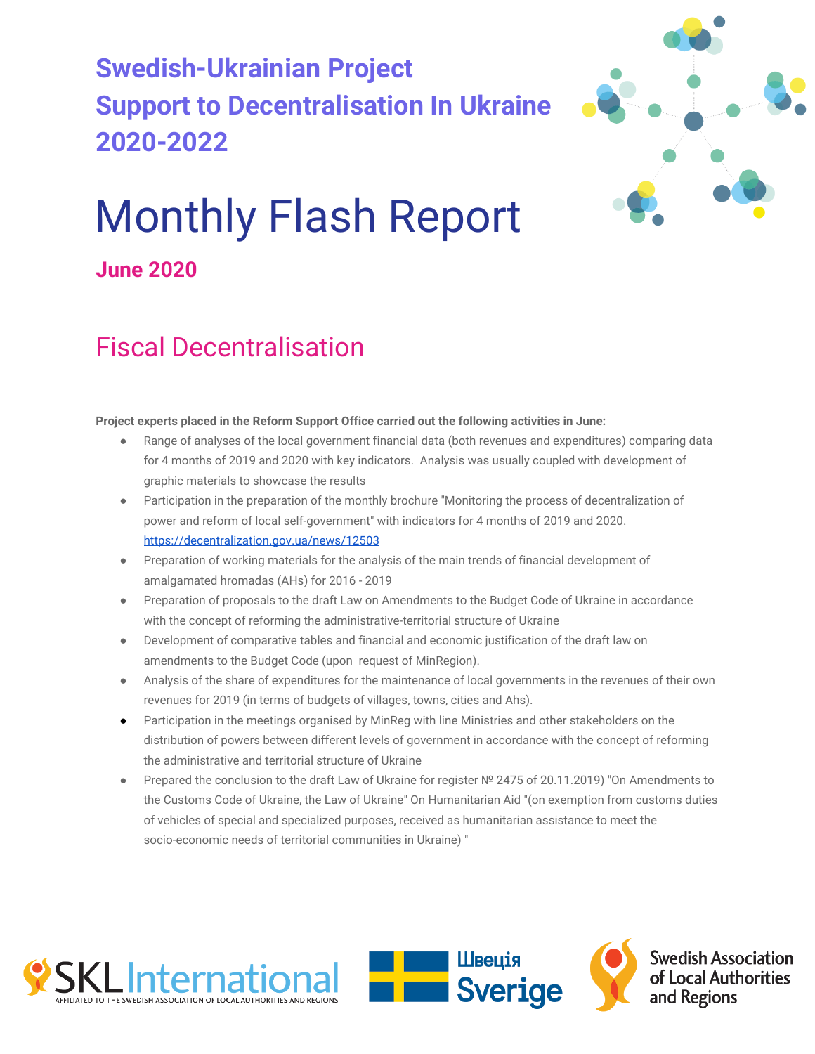**Swedish-Ukrainian Project**
**Support to Decentralisation In Ukraine**
**2020-2022**

# Monthly Flash Report

**June 2020**

---

## Fiscal Decentralisation

**Project experts placed in the Reform Support Office carried out the following activities in June:**

- Range of analyses of the local government financial data (both revenues and expenditures) comparing data for 4 months of 2019 and 2020 with key indicators. Analysis was usually coupled with development of graphic materials to showcase the results
- Participation in the preparation of the monthly brochure "Monitoring the process of decentralization of power and reform of local self-government" with indicators for 4 months of 2019 and 2020. https://decentralization.gov.ua/news/12503
- Preparation of working materials for the analysis of the main trends of financial development of amalgamated hromadas (AHs) for 2016 - 2019
- Preparation of proposals to the draft Law on Amendments to the Budget Code of Ukraine in accordance with the concept of reforming the administrative-territorial structure of Ukraine
- Development of comparative tables and financial and economic justification of the draft law on amendments to the Budget Code (upon request of MinRegion).
- Analysis of the share of expenditures for the maintenance of local governments in the revenues of their own revenues for 2019 (in terms of budgets of villages, towns, cities and Ahs).
- Participation in the meetings organised by MinReg with line Ministries and other stakeholders on the distribution of powers between different levels of government in accordance with the concept of reforming the administrative and territorial structure of Ukraine
- Prepared the conclusion to the draft Law of Ukraine for register № 2475 of 20.11.2019) "On Amendments to the Customs Code of Ukraine, the Law of Ukraine" On Humanitarian Aid "(on exemption from customs duties of vehicles of special and specialized purposes, received as humanitarian assistance to meet the socio-economic needs of territorial communities in Ukraine) "

SKL International — AFFILIATED TO THE SWEDISH ASSOCIATION OF LOCAL AUTHORITIES AND REGIONS | Швеція Sverige | Swedish Association of Local Authorities and Regions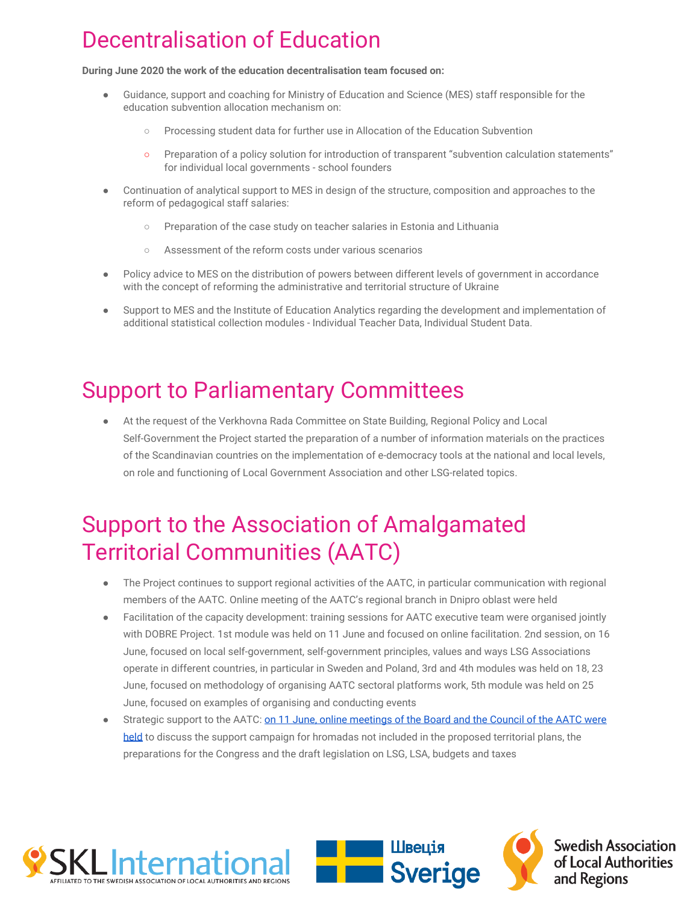# Decentralisation of Education

**During June 2020 the work of the education decentralisation team focused on:**

- Guidance, support and coaching for Ministry of Education and Science (MES) staff responsible for the education subvention allocation mechanism on:
    - Processing student data for further use in Allocation of the Education Subvention
    - Preparation of a policy solution for introduction of transparent "subvention calculation statements" for individual local governments - school founders
- Continuation of analytical support to MES in design of the structure, composition and approaches to the reform of pedagogical staff salaries:
    - Preparation of the case study on teacher salaries in Estonia and Lithuania
    - Assessment of the reform costs under various scenarios
- Policy advice to MES on the distribution of powers between different levels of government in accordance with the concept of reforming the administrative and territorial structure of Ukraine
- Support to MES and the Institute of Education Analytics regarding the development and implementation of additional statistical collection modules - Individual Teacher Data, Individual Student Data.

# Support to Parliamentary Committees

- At the request of the Verkhovna Rada Committee on State Building, Regional Policy and Local Self-Government the Project started the preparation of a number of information materials on the practices of the Scandinavian countries on the implementation of e-democracy tools at the national and local levels, on role and functioning of Local Government Association and other LSG-related topics.

# Support to the Association of Amalgamated Territorial Communities (AATC)

- The Project continues to support regional activities of the AATC, in particular communication with regional members of the AATC. Online meeting of the AATC's regional branch in Dnipro oblast were held
- Facilitation of the capacity development: training sessions for AATC executive team were organised jointly with DOBRE Project. 1st module was held on 11 June and focused on online facilitation. 2nd session, on 16 June, focused on local self-government, self-government principles, values and ways LSG Associations operate in different countries, in particular in Sweden and Poland, 3rd and 4th modules was held on 18, 23 June, focused on methodology of organising AATC sectoral platforms work, 5th module was held on 25 June, focused on examples of organising and conducting events
- Strategic support to the AATC: on 11 June, online meetings of the Board and the Council of the AATC were held to discuss the support campaign for hromadas not included in the proposed territorial plans, the preparations for the Congress and the draft legislation on LSG, LSA, budgets and taxes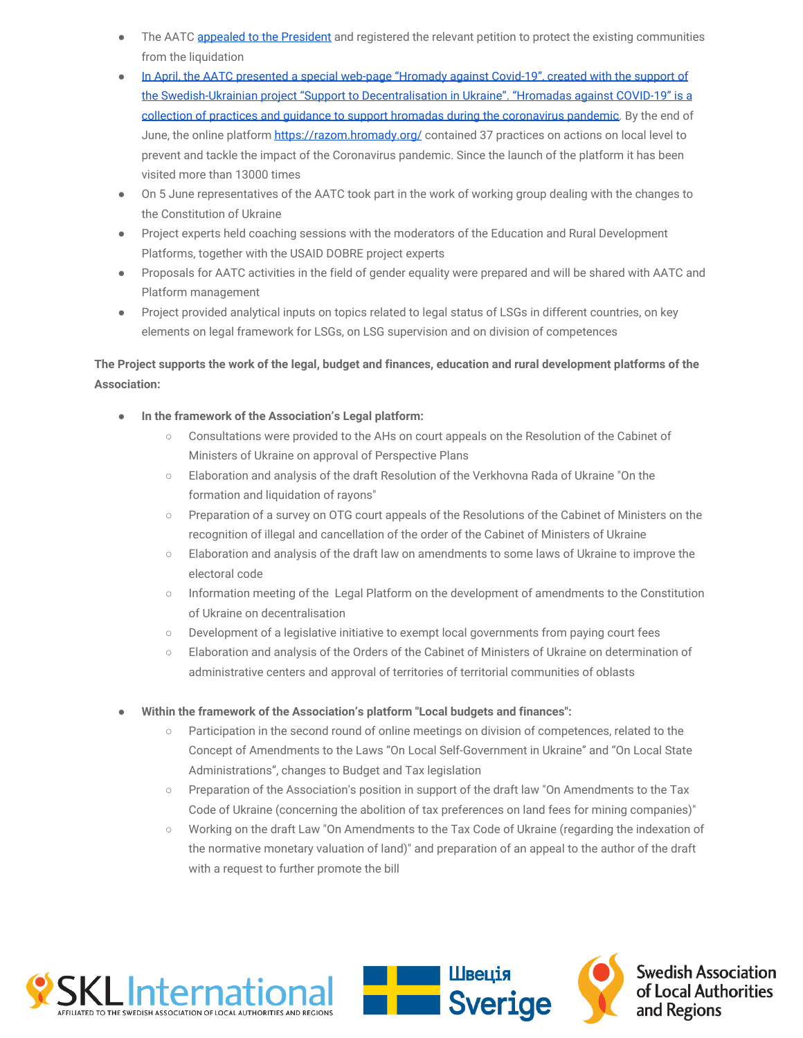- The AATC appealed to the President and registered the relevant petition to protect the existing communities from the liquidation
- In April, the AATC presented a special web-page "Hromady against Covid-19", created with the support of the Swedish-Ukrainian project "Support to Decentralisation in Ukraine". "Hromadas against COVID-19" is a collection of practices and guidance to support hromadas during the coronavirus pandemic. By the end of June, the online platform https://razom.hromady.org/ contained 37 practices on actions on local level to prevent and tackle the impact of the Coronavirus pandemic. Since the launch of the platform it has been visited more than 13000 times
- On 5 June representatives of the AATC took part in the work of working group dealing with the changes to the Constitution of Ukraine
- Project experts held coaching sessions with the moderators of the Education and Rural Development Platforms, together with the USAID DOBRE project experts
- Proposals for AATC activities in the field of gender equality were prepared and will be shared with AATC and Platform management
- Project provided analytical inputs on topics related to legal status of LSGs in different countries, on key elements on legal framework for LSGs, on LSG supervision and on division of competences

**The Project supports the work of the legal, budget and finances, education and rural development platforms of the Association:**

- **In the framework of the Association's Legal platform:**
  - Consultations were provided to the AHs on court appeals on the Resolution of the Cabinet of Ministers of Ukraine on approval of Perspective Plans
  - Elaboration and analysis of the draft Resolution of the Verkhovna Rada of Ukraine "On the formation and liquidation of rayons"
  - Preparation of a survey on OTG court appeals of the Resolutions of the Cabinet of Ministers on the recognition of illegal and cancellation of the order of the Cabinet of Ministers of Ukraine
  - Elaboration and analysis of the draft law on amendments to some laws of Ukraine to improve the electoral code
  - Information meeting of the Legal Platform on the development of amendments to the Constitution of Ukraine on decentralisation
  - Development of a legislative initiative to exempt local governments from paying court fees
  - Elaboration and analysis of the Orders of the Cabinet of Ministers of Ukraine on determination of administrative centers and approval of territories of territorial communities of oblasts

- **Within the framework of the Association's platform "Local budgets and finances":**
  - Participation in the second round of online meetings on division of competences, related to the Concept of Amendments to the Laws "On Local Self-Government in Ukraine" and "On Local State Administrations", changes to Budget and Tax legislation
  - Preparation of the Association's position in support of the draft law "On Amendments to the Tax Code of Ukraine (concerning the abolition of tax preferences on land fees for mining companies)"
  - Working on the draft Law "On Amendments to the Tax Code of Ukraine (regarding the indexation of the normative monetary valuation of land)" and preparation of an appeal to the author of the draft with a request to further promote the bill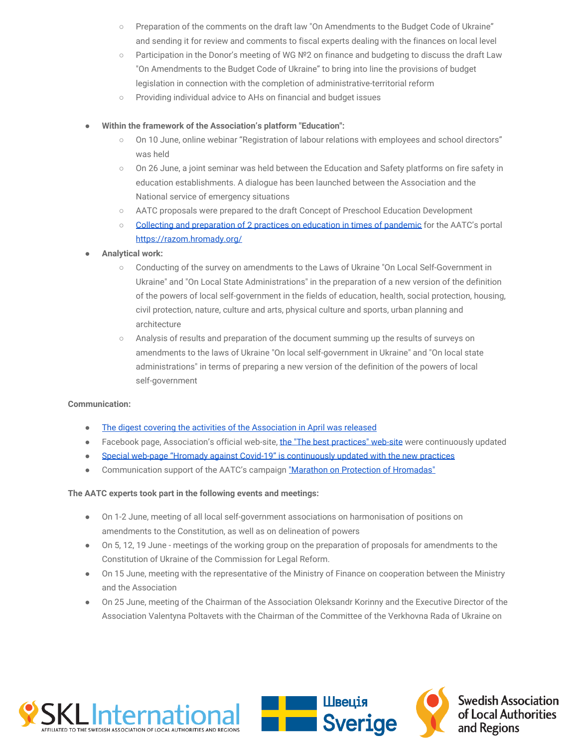- Preparation of the comments on the draft law "On Amendments to the Budget Code of Ukraine" and sending it for review and comments to fiscal experts dealing with the finances on local level
  - Participation in the Donor's meeting of WG №2 on finance and budgeting to discuss the draft Law "On Amendments to the Budget Code of Ukraine" to bring into line the provisions of budget legislation in connection with the completion of administrative-territorial reform
  - Providing individual advice to AHs on financial and budget issues

- **Within the framework of the Association's platform "Education":**
  - On 10 June, online webinar "Registration of labour relations with employees and school directors" was held
  - On 26 June, a joint seminar was held between the Education and Safety platforms on fire safety in education establishments. A dialogue has been launched between the Association and the National service of emergency situations
  - AATC proposals were prepared to the draft Concept of Preschool Education Development
  - Collecting and preparation of 2 practices on education in times of pandemic for the AATC's portal https://razom.hromady.org/
- **Analytical work:**
  - Conducting of the survey on amendments to the Laws of Ukraine "On Local Self-Government in Ukraine" and "On Local State Administrations" in the preparation of a new version of the definition of the powers of local self-government in the fields of education, health, social protection, housing, civil protection, nature, culture and arts, physical culture and sports, urban planning and architecture
  - Analysis of results and preparation of the document summing up the results of surveys on amendments to the laws of Ukraine "On local self-government in Ukraine" and "On local state administrations" in terms of preparing a new version of the definition of the powers of local self-government

**Communication:**

- The digest covering the activities of the Association in April was released
- Facebook page, Association's official web-site, the "The best practices" web-site were continuously updated
- Special web-page "Hromady against Covid-19" is continuously updated with the new practices
- Communication support of the AATC's campaign "Marathon on Protection of Hromadas"

**The AATC experts took part in the following events and meetings:**

- On 1-2 June, meeting of all local self-government associations on harmonisation of positions on amendments to the Constitution, as well as on delineation of powers
- On 5, 12, 19 June - meetings of the working group on the preparation of proposals for amendments to the Constitution of Ukraine of the Commission for Legal Reform.
- On 15 June, meeting with the representative of the Ministry of Finance on cooperation between the Ministry and the Association
- On 25 June, meeting of the Chairman of the Association Oleksandr Korinny and the Executive Director of the Association Valentyna Poltavets with the Chairman of the Committee of the Verkhovna Rada of Ukraine on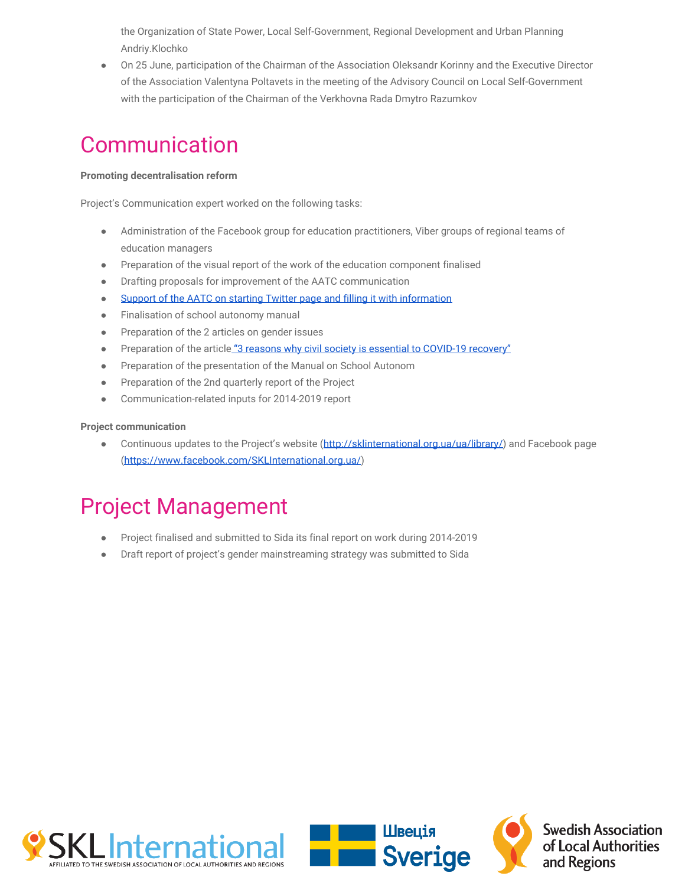the Organization of State Power, Local Self-Government, Regional Development and Urban Planning Andriy.Klochko
- On 25 June, participation of the Chairman of the Association Oleksandr Korinny and the Executive Director of the Association Valentyna Poltavets in the meeting of the Advisory Council on Local Self-Government with the participation of the Chairman of the Verkhovna Rada Dmytro Razumkov

# Communication

**Promoting decentralisation reform**

Project's Communication expert worked on the following tasks:

- Administration of the Facebook group for education practitioners, Viber groups of regional teams of education managers
- Preparation of the visual report of the work of the education component finalised
- Drafting proposals for improvement of the AATC communication
- Support of the AATC on starting Twitter page and filling it with information
- Finalisation of school autonomy manual
- Preparation of the 2 articles on gender issues
- Preparation of the article "3 reasons why civil society is essential to COVID-19 recovery"
- Preparation of the presentation of the Manual on School Autonom
- Preparation of the 2nd quarterly report of the Project
- Communication-related inputs for 2014-2019 report

**Project communication**

- Continuous updates to the Project's website (http://sklinternational.org.ua/ua/library/) and Facebook page (https://www.facebook.com/SKLInternational.org.ua/)

# Project Management

- Project finalised and submitted to Sida its final report on work during 2014-2019
- Draft report of project's gender mainstreaming strategy was submitted to Sida